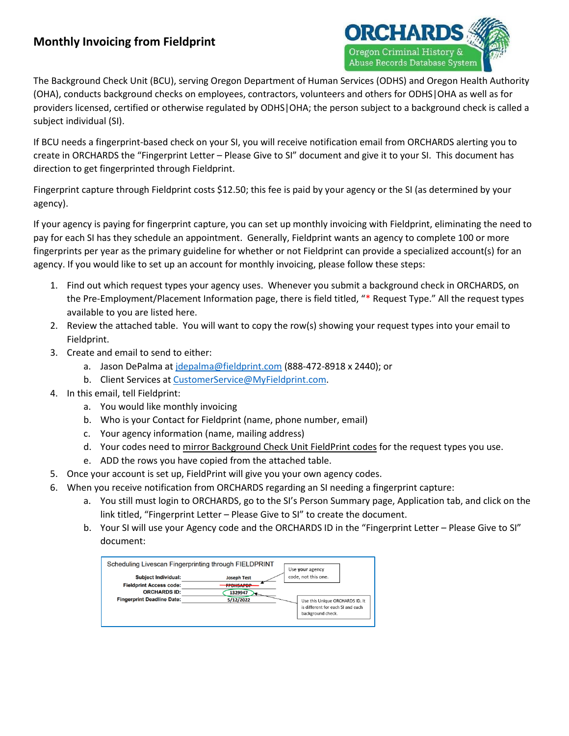# Monthly Invoicing from Fieldprint

ORCHARDS
Oregon Criminal History & Abuse Records Database System

The Background Check Unit (BCU), serving Oregon Department of Human Services (ODHS) and Oregon Health Authority (OHA), conducts background checks on employees, contractors, volunteers and others for ODHS|OHA as well as for providers licensed, certified or otherwise regulated by ODHS|OHA; the person subject to a background check is called a subject individual (SI).

If BCU needs a fingerprint-based check on your SI, you will receive notification email from ORCHARDS alerting you to create in ORCHARDS the "Fingerprint Letter – Please Give to SI" document and give it to your SI. This document has direction to get fingerprinted through Fieldprint.

Fingerprint capture through Fieldprint costs $12.50; this fee is paid by your agency or the SI (as determined by your agency).

If your agency is paying for fingerprint capture, you can set up monthly invoicing with Fieldprint, eliminating the need to pay for each SI has they schedule an appointment. Generally, Fieldprint wants an agency to complete 100 or more fingerprints per year as the primary guideline for whether or not Fieldprint can provide a specialized account(s) for an agency. If you would like to set up an account for monthly invoicing, please follow these steps:

1. Find out which request types your agency uses. Whenever you submit a background check in ORCHARDS, on the Pre-Employment/Placement Information page, there is field titled, "* Request Type." All the request types available to you are listed here.
2. Review the attached table. You will want to copy the row(s) showing your request types into your email to Fieldprint.
3. Create and email to send to either:
   a. Jason DePalma at jdepalma@fieldprint.com (888-472-8918 x 2440); or
   b. Client Services at CustomerService@MyFieldprint.com.
4. In this email, tell Fieldprint:
   a. You would like monthly invoicing
   b. Who is your Contact for Fieldprint (name, phone number, email)
   c. Your agency information (name, mailing address)
   d. Your codes need to mirror Background Check Unit FieldPrint codes for the request types you use.
   e. ADD the rows you have copied from the attached table.
5. Once your account is set up, FieldPrint will give you your own agency codes.
6. When you receive notification from ORCHARDS regarding an SI needing a fingerprint capture:
   a. You still must login to ORCHARDS, go to the SI's Person Summary page, Application tab, and click on the link titled, "Fingerprint Letter – Please Give to SI" to create the document.
   b. Your SI will use your Agency code and the ORCHARDS ID in the "Fingerprint Letter – Please Give to SI" document:

Scheduling Livescan Fingerprinting through FIELDPRINT

| | |
|---|---|
| **Subject Individual:** | Joseph Test |
| **Fieldprint Access code:** | ~~FPDHSAPDP~~ |
| **ORCHARDS ID:** | 1329947 |
| **Fingerprint Deadline Date:** | 5/12/2022 |

Use **your** agency code, not this one.

Use this Unique ORCHARDS ID. It is different for each SI and each background check.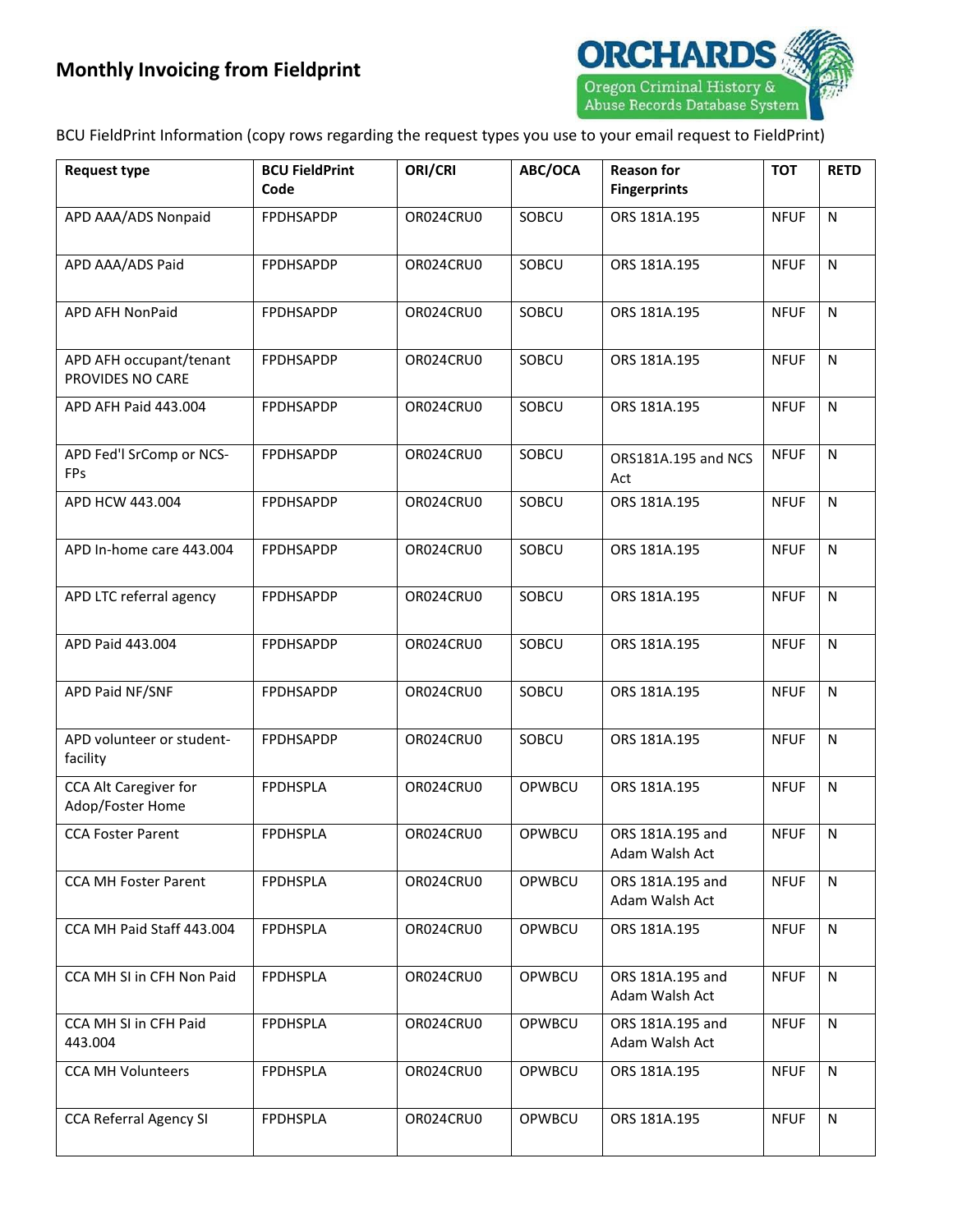# Monthly Invoicing from Fieldprint

BCU FieldPrint Information (copy rows regarding the request types you use to your email request to FieldPrint)

| Request type | BCU FieldPrint Code | ORI/CRI | ABC/OCA | Reason for Fingerprints | TOT | RETD |
|---|---|---|---|---|---|---|
| APD AAA/ADS Nonpaid | FPDHSAPDP | OR024CRU0 | SOBCU | ORS 181A.195 | NFUF | N |
| APD AAA/ADS Paid | FPDHSAPDP | OR024CRU0 | SOBCU | ORS 181A.195 | NFUF | N |
| APD AFH NonPaid | FPDHSAPDP | OR024CRU0 | SOBCU | ORS 181A.195 | NFUF | N |
| APD AFH occupant/tenant PROVIDES NO CARE | FPDHSAPDP | OR024CRU0 | SOBCU | ORS 181A.195 | NFUF | N |
| APD AFH Paid 443.004 | FPDHSAPDP | OR024CRU0 | SOBCU | ORS 181A.195 | NFUF | N |
| APD Fed'l SrComp or NCS-FPs | FPDHSAPDP | OR024CRU0 | SOBCU | ORS181A.195 and NCS Act | NFUF | N |
| APD HCW 443.004 | FPDHSAPDP | OR024CRU0 | SOBCU | ORS 181A.195 | NFUF | N |
| APD In-home care 443.004 | FPDHSAPDP | OR024CRU0 | SOBCU | ORS 181A.195 | NFUF | N |
| APD LTC referral agency | FPDHSAPDP | OR024CRU0 | SOBCU | ORS 181A.195 | NFUF | N |
| APD Paid 443.004 | FPDHSAPDP | OR024CRU0 | SOBCU | ORS 181A.195 | NFUF | N |
| APD Paid NF/SNF | FPDHSAPDP | OR024CRU0 | SOBCU | ORS 181A.195 | NFUF | N |
| APD volunteer or student-facility | FPDHSAPDP | OR024CRU0 | SOBCU | ORS 181A.195 | NFUF | N |
| CCA Alt Caregiver for Adop/Foster Home | FPDHSPLA | OR024CRU0 | OPWBCU | ORS 181A.195 | NFUF | N |
| CCA Foster Parent | FPDHSPLA | OR024CRU0 | OPWBCU | ORS 181A.195 and Adam Walsh Act | NFUF | N |
| CCA MH Foster Parent | FPDHSPLA | OR024CRU0 | OPWBCU | ORS 181A.195 and Adam Walsh Act | NFUF | N |
| CCA MH Paid Staff 443.004 | FPDHSPLA | OR024CRU0 | OPWBCU | ORS 181A.195 | NFUF | N |
| CCA MH SI in CFH Non Paid | FPDHSPLA | OR024CRU0 | OPWBCU | ORS 181A.195 and Adam Walsh Act | NFUF | N |
| CCA MH SI in CFH Paid 443.004 | FPDHSPLA | OR024CRU0 | OPWBCU | ORS 181A.195 and Adam Walsh Act | NFUF | N |
| CCA MH Volunteers | FPDHSPLA | OR024CRU0 | OPWBCU | ORS 181A.195 | NFUF | N |
| CCA Referral Agency SI | FPDHSPLA | OR024CRU0 | OPWBCU | ORS 181A.195 | NFUF | N |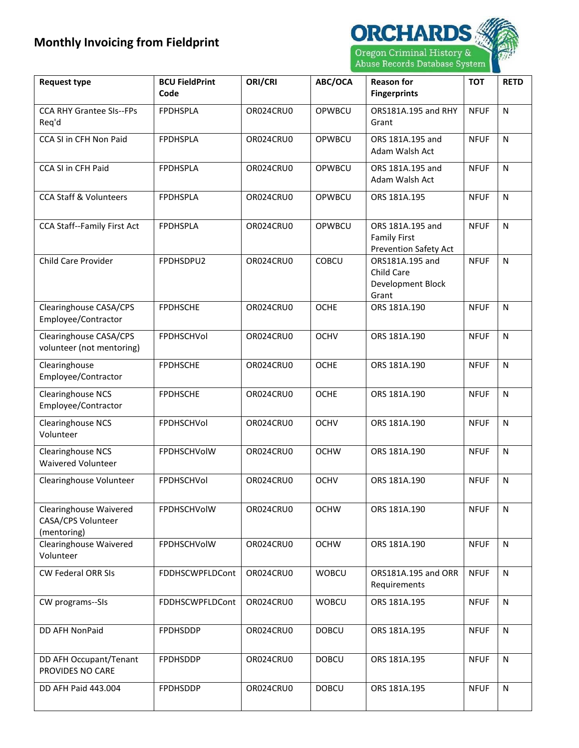# Monthly Invoicing from Fieldprint

ORCHARDS
Oregon Criminal History & Abuse Records Database System

| Request type | BCU FieldPrint Code | ORI/CRI | ABC/OCA | Reason for Fingerprints | TOT | RETD |
|---|---|---|---|---|---|---|
| CCA RHY Grantee SIs--FPs Req'd | FPDHSPLA | OR024CRU0 | OPWBCU | ORS181A.195 and RHY Grant | NFUF | N |
| CCA SI in CFH Non Paid | FPDHSPLA | OR024CRU0 | OPWBCU | ORS 181A.195 and Adam Walsh Act | NFUF | N |
| CCA SI in CFH Paid | FPDHSPLA | OR024CRU0 | OPWBCU | ORS 181A.195 and Adam Walsh Act | NFUF | N |
| CCA Staff & Volunteers | FPDHSPLA | OR024CRU0 | OPWBCU | ORS 181A.195 | NFUF | N |
| CCA Staff--Family First Act | FPDHSPLA | OR024CRU0 | OPWBCU | ORS 181A.195 and Family First Prevention Safety Act | NFUF | N |
| Child Care Provider | FPDHSDPU2 | OR024CRU0 | COBCU | ORS181A.195 and Child Care Development Block Grant | NFUF | N |
| Clearinghouse CASA/CPS Employee/Contractor | FPDHSCHE | OR024CRU0 | OCHE | ORS 181A.190 | NFUF | N |
| Clearinghouse CASA/CPS volunteer (not mentoring) | FPDHSCHVol | OR024CRU0 | OCHV | ORS 181A.190 | NFUF | N |
| Clearinghouse Employee/Contractor | FPDHSCHE | OR024CRU0 | OCHE | ORS 181A.190 | NFUF | N |
| Clearinghouse NCS Employee/Contractor | FPDHSCHE | OR024CRU0 | OCHE | ORS 181A.190 | NFUF | N |
| Clearinghouse NCS Volunteer | FPDHSCHVol | OR024CRU0 | OCHV | ORS 181A.190 | NFUF | N |
| Clearinghouse NCS Waivered Volunteer | FPDHSCHVolW | OR024CRU0 | OCHW | ORS 181A.190 | NFUF | N |
| Clearinghouse Volunteer | FPDHSCHVol | OR024CRU0 | OCHV | ORS 181A.190 | NFUF | N |
| Clearinghouse Waivered CASA/CPS Volunteer (mentoring) | FPDHSCHVolW | OR024CRU0 | OCHW | ORS 181A.190 | NFUF | N |
| Clearinghouse Waivered Volunteer | FPDHSCHVolW | OR024CRU0 | OCHW | ORS 181A.190 | NFUF | N |
| CW Federal ORR SIs | FDDHSCWPFLDCont | OR024CRU0 | WOBCU | ORS181A.195 and ORR Requirements | NFUF | N |
| CW programs--SIs | FDDHSCWPFLDCont | OR024CRU0 | WOBCU | ORS 181A.195 | NFUF | N |
| DD AFH NonPaid | FPDHSDDP | OR024CRU0 | DOBCU | ORS 181A.195 | NFUF | N |
| DD AFH Occupant/Tenant PROVIDES NO CARE | FPDHSDDP | OR024CRU0 | DOBCU | ORS 181A.195 | NFUF | N |
| DD AFH Paid 443.004 | FPDHSDDP | OR024CRU0 | DOBCU | ORS 181A.195 | NFUF | N |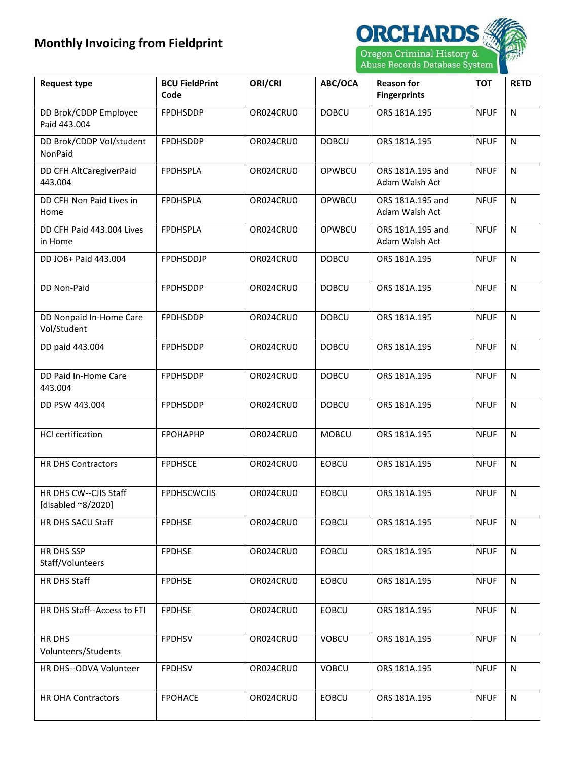# Monthly Invoicing from Fieldprint

ORCHARDS Oregon Criminal History & Abuse Records Database System

| Request type | BCU FieldPrint Code | ORI/CRI | ABC/OCA | Reason for Fingerprints | TOT | RETD |
|---|---|---|---|---|---|---|
| DD Brok/CDDP Employee Paid 443.004 | FPDHSDDP | OR024CRU0 | DOBCU | ORS 181A.195 | NFUF | N |
| DD Brok/CDDP Vol/student NonPaid | FPDHSDDP | OR024CRU0 | DOBCU | ORS 181A.195 | NFUF | N |
| DD CFH AltCaregiverPaid 443.004 | FPDHSPLA | OR024CRU0 | OPWBCU | ORS 181A.195 and Adam Walsh Act | NFUF | N |
| DD CFH Non Paid Lives in Home | FPDHSPLA | OR024CRU0 | OPWBCU | ORS 181A.195 and Adam Walsh Act | NFUF | N |
| DD CFH Paid 443.004 Lives in Home | FPDHSPLA | OR024CRU0 | OPWBCU | ORS 181A.195 and Adam Walsh Act | NFUF | N |
| DD JOB+ Paid 443.004 | FPDHSDDJP | OR024CRU0 | DOBCU | ORS 181A.195 | NFUF | N |
| DD Non-Paid | FPDHSDDP | OR024CRU0 | DOBCU | ORS 181A.195 | NFUF | N |
| DD Nonpaid In-Home Care Vol/Student | FPDHSDDP | OR024CRU0 | DOBCU | ORS 181A.195 | NFUF | N |
| DD paid 443.004 | FPDHSDDP | OR024CRU0 | DOBCU | ORS 181A.195 | NFUF | N |
| DD Paid In-Home Care 443.004 | FPDHSDDP | OR024CRU0 | DOBCU | ORS 181A.195 | NFUF | N |
| DD PSW 443.004 | FPDHSDDP | OR024CRU0 | DOBCU | ORS 181A.195 | NFUF | N |
| HCI certification | FPOHAPHP | OR024CRU0 | MOBCU | ORS 181A.195 | NFUF | N |
| HR DHS Contractors | FPDHSCE | OR024CRU0 | EOBCU | ORS 181A.195 | NFUF | N |
| HR DHS CW--CJIS Staff [disabled ~8/2020] | FPDHSCWCJIS | OR024CRU0 | EOBCU | ORS 181A.195 | NFUF | N |
| HR DHS SACU Staff | FPDHSE | OR024CRU0 | EOBCU | ORS 181A.195 | NFUF | N |
| HR DHS SSP Staff/Volunteers | FPDHSE | OR024CRU0 | EOBCU | ORS 181A.195 | NFUF | N |
| HR DHS Staff | FPDHSE | OR024CRU0 | EOBCU | ORS 181A.195 | NFUF | N |
| HR DHS Staff--Access to FTI | FPDHSE | OR024CRU0 | EOBCU | ORS 181A.195 | NFUF | N |
| HR DHS Volunteers/Students | FPDHSV | OR024CRU0 | VOBCU | ORS 181A.195 | NFUF | N |
| HR DHS--ODVA Volunteer | FPDHSV | OR024CRU0 | VOBCU | ORS 181A.195 | NFUF | N |
| HR OHA Contractors | FPOHACE | OR024CRU0 | EOBCU | ORS 181A.195 | NFUF | N |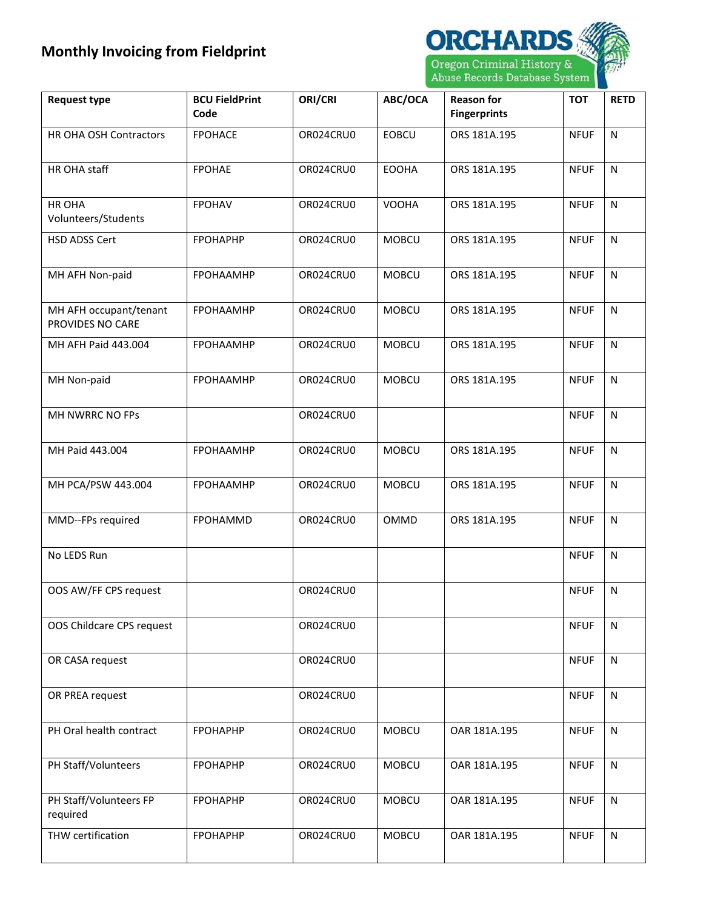# Monthly Invoicing from Fieldprint

ORCHARDS
Oregon Criminal History & Abuse Records Database System

| Request type | BCU FieldPrint Code | ORI/CRI | ABC/OCA | Reason for Fingerprints | TOT | RETD |
|---|---|---|---|---|---|---|
| HR OHA OSH Contractors | FPOHACE | OR024CRU0 | EOBCU | ORS 181A.195 | NFUF | N |
| HR OHA staff | FPOHAE | OR024CRU0 | EOOHA | ORS 181A.195 | NFUF | N |
| HR OHA Volunteers/Students | FPOHAV | OR024CRU0 | VOOHA | ORS 181A.195 | NFUF | N |
| HSD ADSS Cert | FPOHAPHP | OR024CRU0 | MOBCU | ORS 181A.195 | NFUF | N |
| MH AFH Non-paid | FPOHAAMHP | OR024CRU0 | MOBCU | ORS 181A.195 | NFUF | N |
| MH AFH occupant/tenant PROVIDES NO CARE | FPOHAAMHP | OR024CRU0 | MOBCU | ORS 181A.195 | NFUF | N |
| MH AFH Paid 443.004 | FPOHAAMHP | OR024CRU0 | MOBCU | ORS 181A.195 | NFUF | N |
| MH Non-paid | FPOHAAMHP | OR024CRU0 | MOBCU | ORS 181A.195 | NFUF | N |
| MH NWRRC NO FPs | | OR024CRU0 | | | NFUF | N |
| MH Paid 443.004 | FPOHAAMHP | OR024CRU0 | MOBCU | ORS 181A.195 | NFUF | N |
| MH PCA/PSW 443.004 | FPOHAAMHP | OR024CRU0 | MOBCU | ORS 181A.195 | NFUF | N |
| MMD--FPs required | FPOHAMMD | OR024CRU0 | OMMD | ORS 181A.195 | NFUF | N |
| No LEDS Run | | | | | NFUF | N |
| OOS AW/FF CPS request | | OR024CRU0 | | | NFUF | N |
| OOS Childcare CPS request | | OR024CRU0 | | | NFUF | N |
| OR CASA request | | OR024CRU0 | | | NFUF | N |
| OR PREA request | | OR024CRU0 | | | NFUF | N |
| PH Oral health contract | FPOHAPHP | OR024CRU0 | MOBCU | OAR 181A.195 | NFUF | N |
| PH Staff/Volunteers | FPOHAPHP | OR024CRU0 | MOBCU | OAR 181A.195 | NFUF | N |
| PH Staff/Volunteers FP required | FPOHAPHP | OR024CRU0 | MOBCU | OAR 181A.195 | NFUF | N |
| THW certification | FPOHAPHP | OR024CRU0 | MOBCU | OAR 181A.195 | NFUF | N |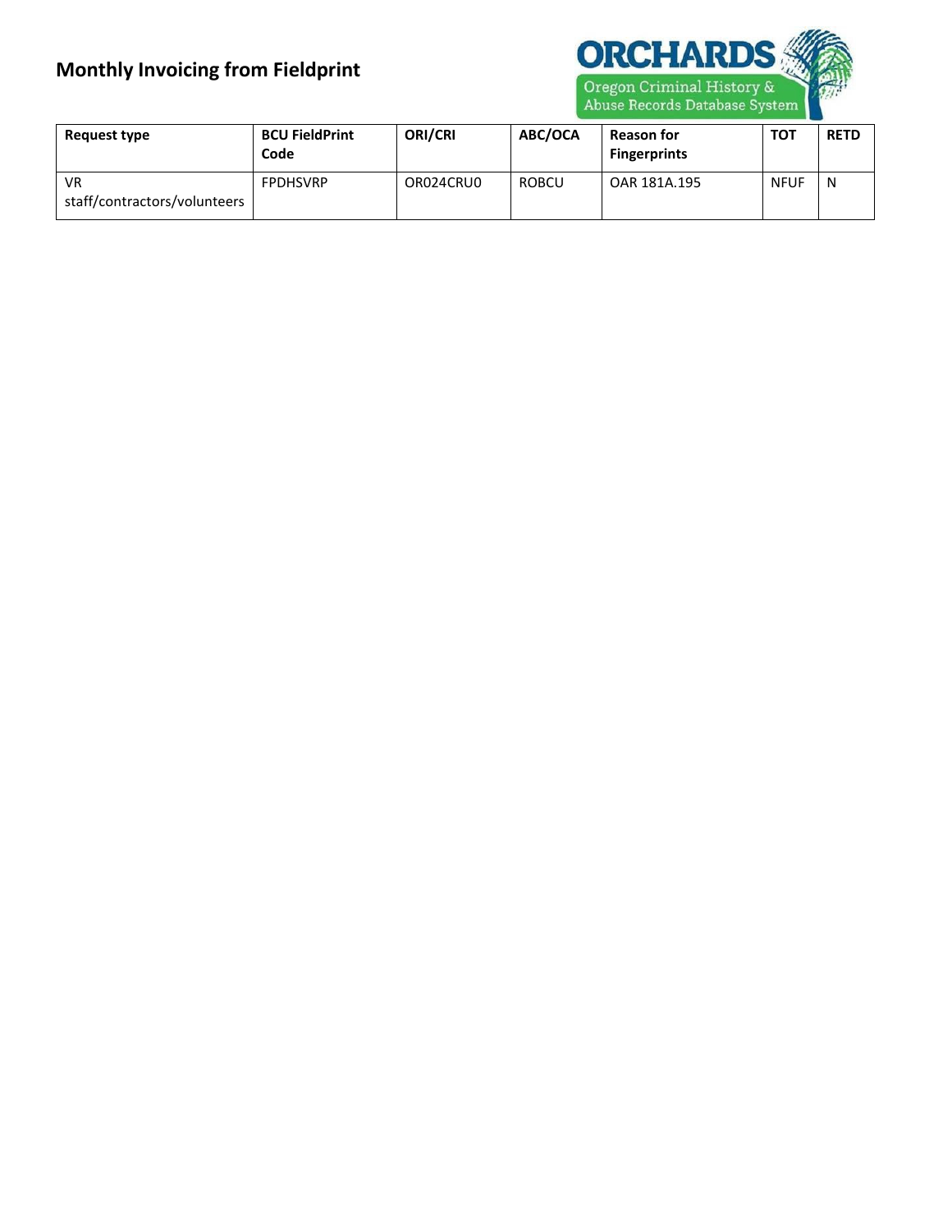# Monthly Invoicing from Fieldprint

ORCHARDS
Oregon Criminal History & Abuse Records Database System

| Request type | BCU FieldPrint Code | ORI/CRI | ABC/OCA | Reason for Fingerprints | TOT | RETD |
|---|---|---|---|---|---|---|
| VR staff/contractors/volunteers | FPDHSVRP | OR024CRU0 | ROBCU | OAR 181A.195 | NFUF | N |